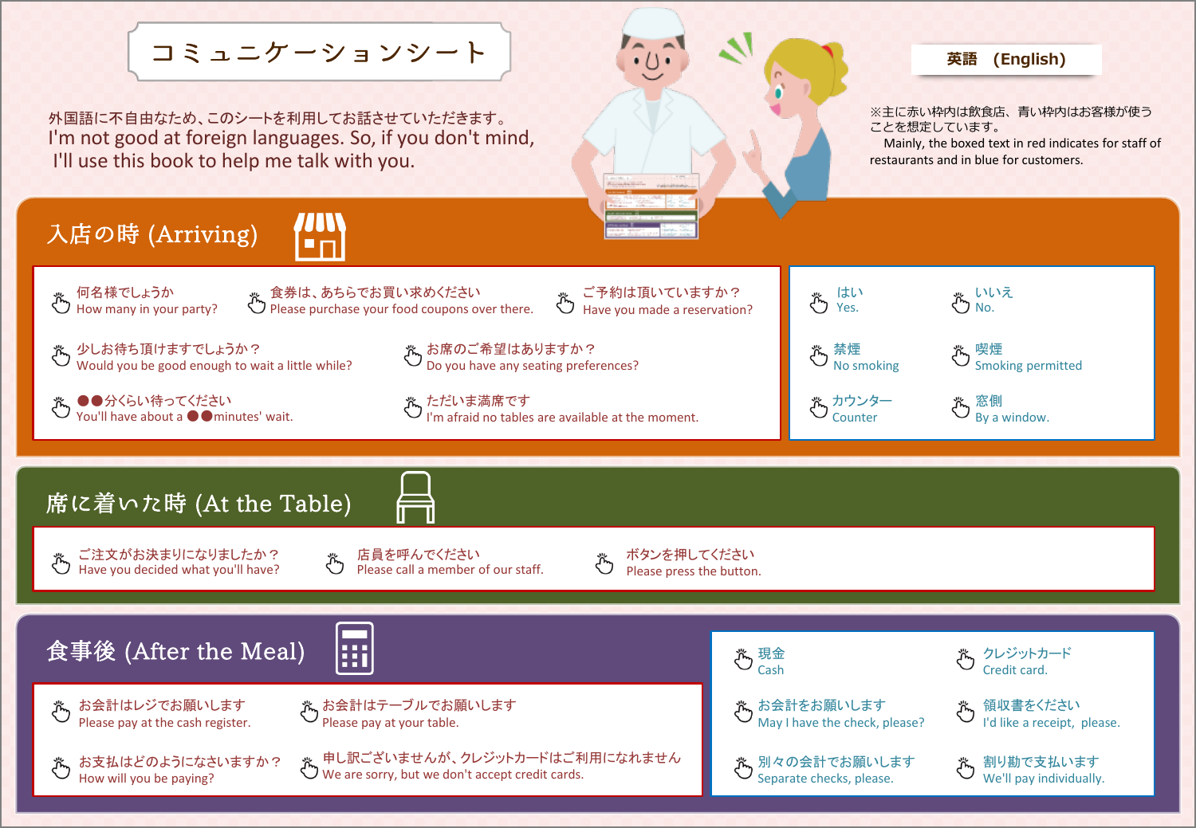# コミュニケーションシート

**英語　(English)**

外国語に不自由なため、このシートを利用してお話させていただきます。
I'm not good at foreign languages. So, if you don't mind, I'll use this book to help me talk with you.

※主に赤い枠内は飲食店、青い枠内はお客様が使うことを想定しています。
Mainly, the boxed text in red indicates for staff of restaurants and in blue for customers.

## 入店の時 (Arriving)

- 何名様でしょうか
  How many in your party?
- 食券は、あちらでお買い求めください
  Please purchase your food coupons over there.
- ご予約は頂いていますか？
  Have you made a reservation?
- 少しお待ち頂けますでしょうか？
  Would you be good enough to wait a little while?
- お席のご希望はありますか？
  Do you have any seating preferences?
- ●●分くらい待ってください
  You'll have about a ●●minutes' wait.
- ただいま満席です
  I'm afraid no tables are available at the moment.

---

- はい
  Yes.
- いいえ
  No.
- 禁煙
  No smoking
- 喫煙
  Smoking permitted
- カウンター
  Counter
- 窓側
  By a window.

## 席に着いた時 (At the Table)

- ご注文がお決まりになりましたか？
  Have you decided what you'll have?
- 店員を呼んでください
  Please call a member of our staff.
- ボタンを押してください
  Please press the button.

## 食事後 (After the Meal)

- お会計はレジでお願いします
  Please pay at the cash register.
- お会計はテーブルでお願いします
  Please pay at your table.
- お支払はどのようになさいますか？
  How will you be paying?
- 申し訳ございませんが、クレジットカードはご利用になれません
  We are sorry, but we don't accept credit cards.

---

- 現金
  Cash
- クレジットカード
  Credit card.
- お会計をお願いします
  May I have the check, please?
- 領収書をください
  I'd like a receipt, please.
- 別々の会計でお願いします
  Separate checks, please.
- 割り勘で支払います
  We'll pay individually.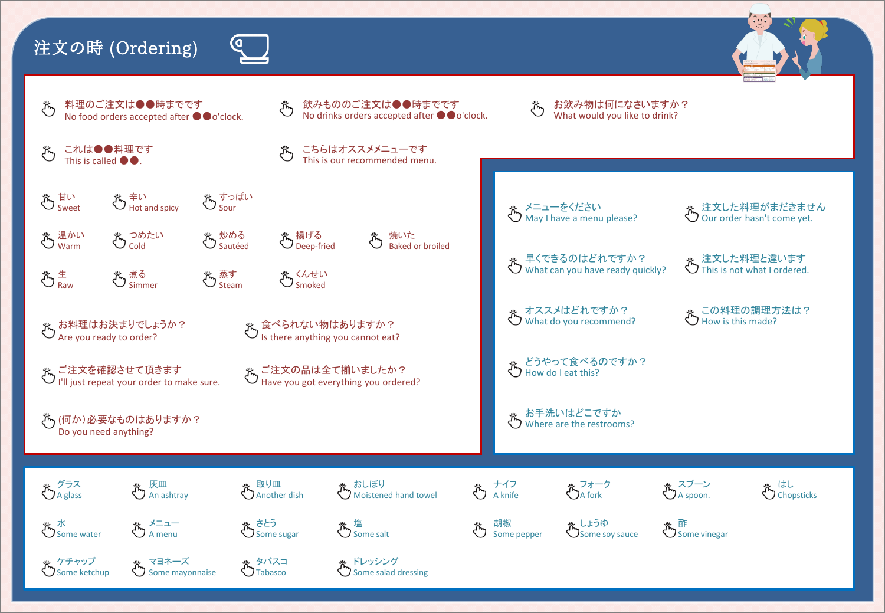# 注文の時 (Ordering)

- 料理のご注文は●●時までです
  No food orders accepted after ●●o'clock.
- 飲みもののご注文は●●時までです
  No drinks orders accepted after ●●o'clock.
- お飲み物は何になさいますか？
  What would you like to drink?
- これは●●料理です
  This is called ●●.
- こちらはオススメメニューです
  This is our recommended menu.

- 甘い
  Sweet
- 辛い
  Hot and spicy
- すっぱい
  Sour
- 温かい
  Warm
- つめたい
  Cold
- 炒める
  Sautéed
- 揚げる
  Deep-fried
- 焼いた
  Baked or broiled
- 生
  Raw
- 煮る
  Simmer
- 蒸す
  Steam
- くんせい
  Smoked

- お料理はお決まりでしょうか？
  Are you ready to order?
- 食べられない物はありますか？
  Is there anything you cannot eat?
- ご注文を確認させて頂きます
  I'll just repeat your order to make sure.
- ご注文の品は全て揃いましたか？
  Have you got everything you ordered?
- (何か) 必要なものはありますか？
  Do you need anything?

- メニューをください
  May I have a menu please?
- 注文した料理がまだきません
  Our order hasn't come yet.
- 早くできるのはどれですか？
  What can you have ready quickly?
- 注文した料理と違います
  This is not what I ordered.
- オススメはどれですか？
  What do you recommend?
- この料理の調理方法は？
  How is this made?
- どうやって食べるのですか？
  How do I eat this?
- お手洗いはどこですか
  Where are the restrooms?

- グラス
  A glass
- 灰皿
  An ashtray
- 取り皿
  Another dish
- おしぼり
  Moistened hand towel
- ナイフ
  A knife
- フォーク
  A fork
- スプーン
  A spoon.
- はし
  Chopsticks
- 水
  Some water
- メニュー
  A menu
- さとう
  Some sugar
- 塩
  Some salt
- 胡椒
  Some pepper
- しょうゆ
  Some soy sauce
- 酢
  Some vinegar
- ケチャップ
  Some ketchup
- マヨネーズ
  Some mayonnaise
- タバスコ
  Tabasco
- ドレッシング
  Some salad dressing